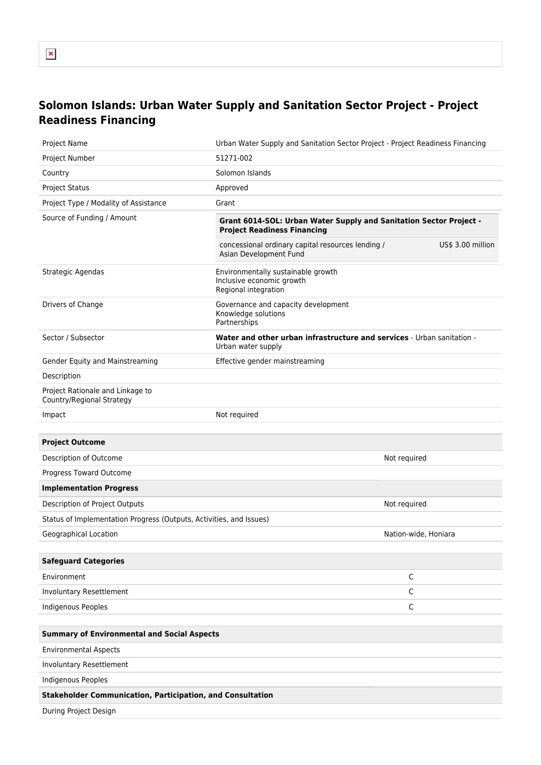# Solomon Islands: Urban Water Supply and Sanitation Sector Project - Project Readiness Financing

| | |
|---|---|
| Project Name | Urban Water Supply and Sanitation Sector Project - Project Readiness Financing |
| Project Number | 51271-002 |
| Country | Solomon Islands |
| Project Status | Approved |
| Project Type / Modality of Assistance | Grant |
| Source of Funding / Amount | **Grant 6014-SOL: Urban Water Supply and Sanitation Sector Project - Project Readiness Financing**<br>concessional ordinary capital resources lending / Asian Development Fund — US$ 3.00 million |
| Strategic Agendas | Environmentally sustainable growth<br>Inclusive economic growth<br>Regional integration |
| Drivers of Change | Governance and capacity development<br>Knowledge solutions<br>Partnerships |
| Sector / Subsector | **Water and other urban infrastructure and services** - Urban sanitation - Urban water supply |
| Gender Equity and Mainstreaming | Effective gender mainstreaming |
| Description | |
| Project Rationale and Linkage to Country/Regional Strategy | |
| Impact | Not required |

| **Project Outcome** | |
|---|---|
| Description of Outcome | Not required |
| Progress Toward Outcome | |
| **Implementation Progress** | |
| Description of Project Outputs | Not required |
| Status of Implementation Progress (Outputs, Activities, and Issues) | |
| Geographical Location | Nation-wide, Honiara |

| **Safeguard Categories** | |
|---|---|
| Environment | C |
| Involuntary Resettlement | C |
| Indigenous Peoples | C |

| **Summary of Environmental and Social Aspects** |
|---|
| Environmental Aspects |
| Involuntary Resettlement |
| Indigenous Peoples |
| **Stakeholder Communication, Participation, and Consultation** |
| During Project Design |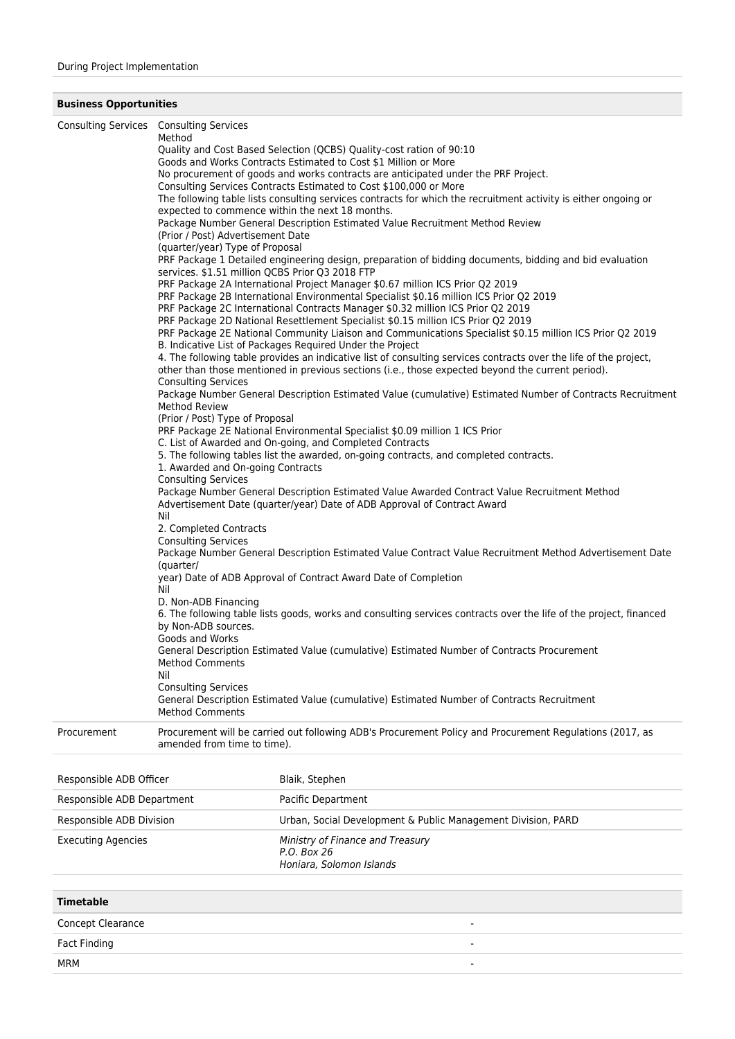During Project Implementation

| **Business Opportunities** | |
|---|---|
| Consulting Services | Consulting Services<br>Method<br>Quality and Cost Based Selection (QCBS) Quality-cost ration of 90:10<br>Goods and Works Contracts Estimated to Cost $1 Million or More<br>No procurement of goods and works contracts are anticipated under the PRF Project.<br>Consulting Services Contracts Estimated to Cost $100,000 or More<br>The following table lists consulting services contracts for which the recruitment activity is either ongoing or expected to commence within the next 18 months.<br>Package Number General Description Estimated Value Recruitment Method Review<br>(Prior / Post) Advertisement Date<br>(quarter/year) Type of Proposal<br>PRF Package 1 Detailed engineering design, preparation of bidding documents, bidding and bid evaluation services. $1.51 million QCBS Prior Q3 2018 FTP<br>PRF Package 2A International Project Manager $0.67 million ICS Prior Q2 2019<br>PRF Package 2B International Environmental Specialist $0.16 million ICS Prior Q2 2019<br>PRF Package 2C International Contracts Manager $0.32 million ICS Prior Q2 2019<br>PRF Package 2D National Resettlement Specialist $0.15 million ICS Prior Q2 2019<br>PRF Package 2E National Community Liaison and Communications Specialist $0.15 million ICS Prior Q2 2019<br>B. Indicative List of Packages Required Under the Project<br>4. The following table provides an indicative list of consulting services contracts over the life of the project, other than those mentioned in previous sections (i.e., those expected beyond the current period).<br>Consulting Services<br>Package Number General Description Estimated Value (cumulative) Estimated Number of Contracts Recruitment Method Review<br>(Prior / Post) Type of Proposal<br>PRF Package 2E National Environmental Specialist $0.09 million 1 ICS Prior<br>C. List of Awarded and On-going, and Completed Contracts<br>5. The following tables list the awarded, on-going contracts, and completed contracts.<br>1. Awarded and On-going Contracts<br>Consulting Services<br>Package Number General Description Estimated Value Awarded Contract Value Recruitment Method Advertisement Date (quarter/year) Date of ADB Approval of Contract Award<br>Nil<br>2. Completed Contracts<br>Consulting Services<br>Package Number General Description Estimated Value Contract Value Recruitment Method Advertisement Date (quarter/<br>year) Date of ADB Approval of Contract Award Date of Completion<br>Nil<br>D. Non-ADB Financing<br>6. The following table lists goods, works and consulting services contracts over the life of the project, financed by Non-ADB sources.<br>Goods and Works<br>General Description Estimated Value (cumulative) Estimated Number of Contracts Procurement Method Comments<br>Nil<br>Consulting Services<br>General Description Estimated Value (cumulative) Estimated Number of Contracts Recruitment Method Comments |
| Procurement | Procurement will be carried out following ADB's Procurement Policy and Procurement Regulations (2017, as amended from time to time). |

| | |
|---|---|
| Responsible ADB Officer | Blaik, Stephen |
| Responsible ADB Department | Pacific Department |
| Responsible ADB Division | Urban, Social Development & Public Management Division, PARD |
| Executing Agencies | *Ministry of Finance and Treasury*<br>*P.O. Box 26*<br>*Honiara, Solomon Islands* |

| **Timetable** | |
|---|---|
| Concept Clearance | - |
| Fact Finding | - |
| MRM | - |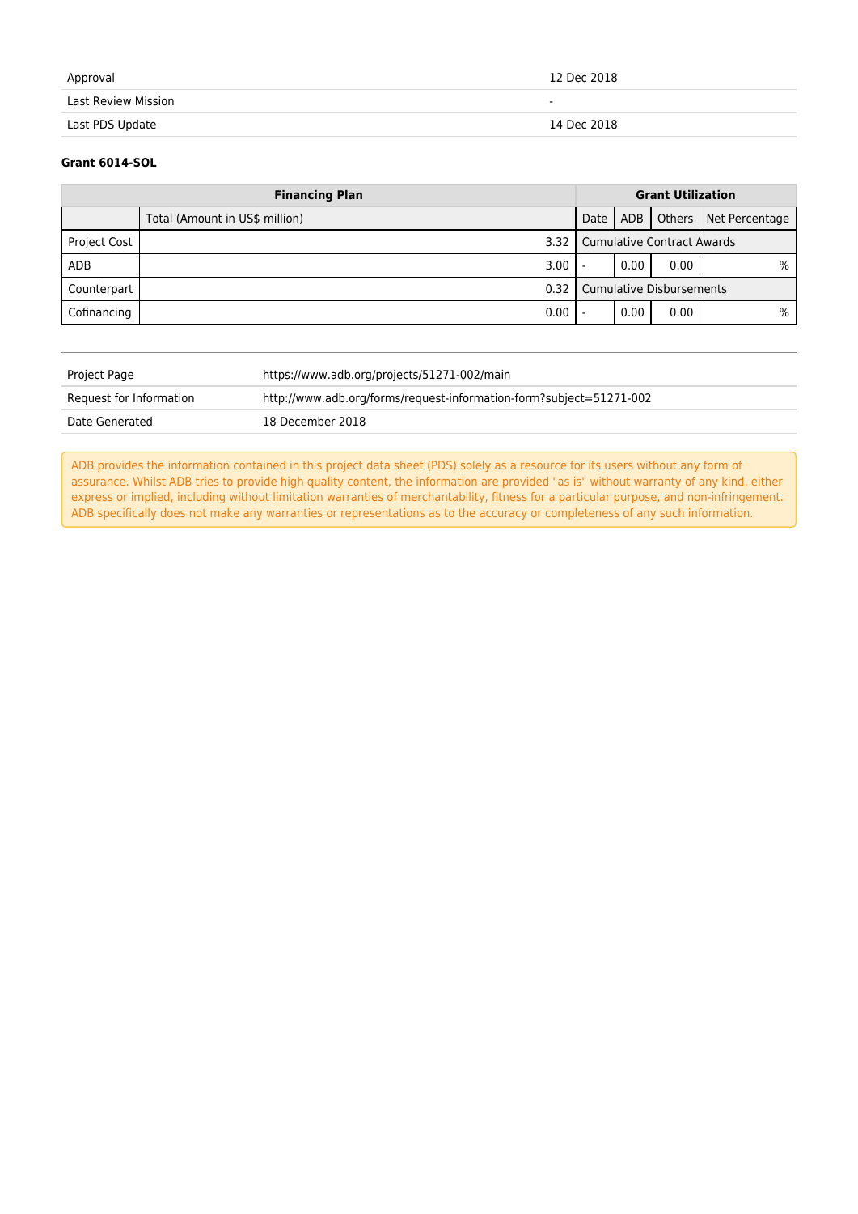| | |
|---|---|
| Approval | 12 Dec 2018 |
| Last Review Mission | - |
| Last PDS Update | 14 Dec 2018 |

**Grant 6014-SOL**

| Financing Plan | | Grant Utilization | | | |
|---|---|---|---|---|---|
| | Total (Amount in US$ million) | Date | ADB | Others | Net Percentage |
| Project Cost | 3.32 | Cumulative Contract Awards | | | |
| ADB | 3.00 | - | 0.00 | 0.00 | % |
| Counterpart | 0.32 | Cumulative Disbursements | | | |
| Cofinancing | 0.00 | - | 0.00 | 0.00 | % |

| | |
|---|---|
| Project Page | https://www.adb.org/projects/51271-002/main |
| Request for Information | http://www.adb.org/forms/request-information-form?subject=51271-002 |
| Date Generated | 18 December 2018 |

ADB provides the information contained in this project data sheet (PDS) solely as a resource for its users without any form of assurance. Whilst ADB tries to provide high quality content, the information are provided "as is" without warranty of any kind, either express or implied, including without limitation warranties of merchantability, fitness for a particular purpose, and non-infringement. ADB specifically does not make any warranties or representations as to the accuracy or completeness of any such information.